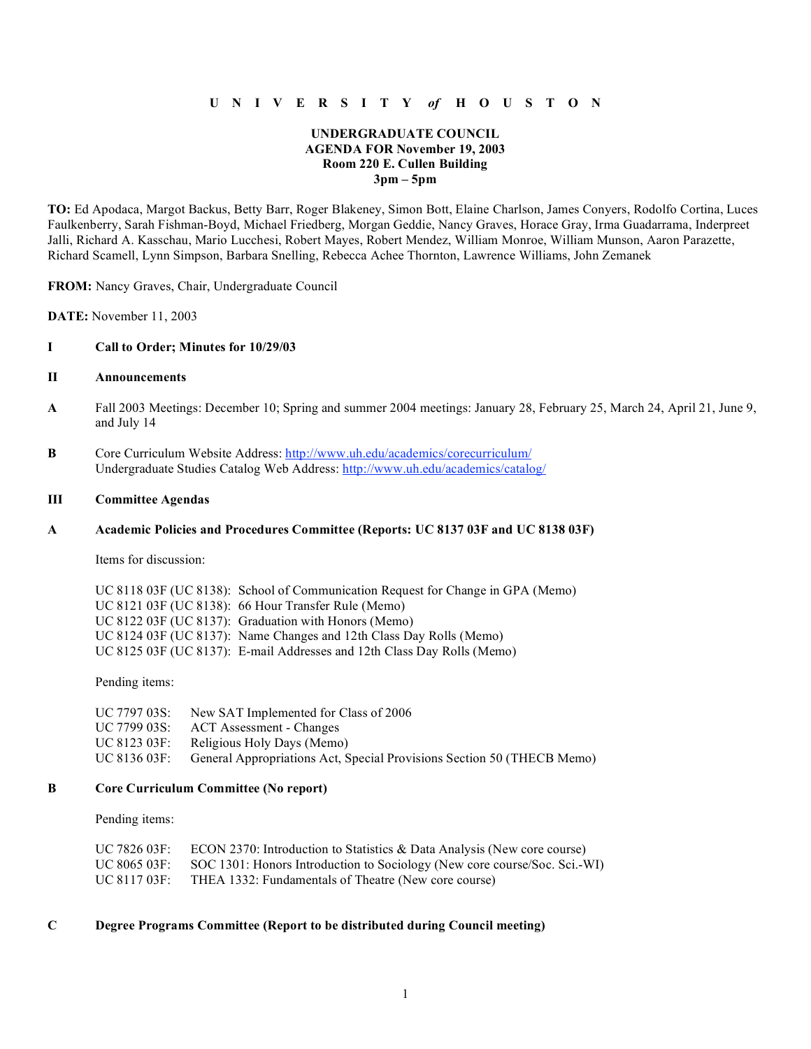# U N I V E R S I T Y *of* H O U S T O N

**UNDERGRADUATE COUNCIL**
**AGENDA FOR November 19, 2003**
**Room 220 E. Cullen Building**
**3pm – 5pm**

**TO:** Ed Apodaca, Margot Backus, Betty Barr, Roger Blakeney, Simon Bott, Elaine Charlson, James Conyers, Rodolfo Cortina, Luces Faulkenberry, Sarah Fishman-Boyd, Michael Friedberg, Morgan Geddie, Nancy Graves, Horace Gray, Irma Guadarrama, Inderpreet Jalli, Richard A. Kasschau, Mario Lucchesi, Robert Mayes, Robert Mendez, William Monroe, William Munson, Aaron Parazette, Richard Scamell, Lynn Simpson, Barbara Snelling, Rebecca Achee Thornton, Lawrence Williams, John Zemanek

**FROM:** Nancy Graves, Chair, Undergraduate Council

**DATE:** November 11, 2003

## I Call to Order; Minutes for 10/29/03

## II Announcements

**A** Fall 2003 Meetings: December 10; Spring and summer 2004 meetings: January 28, February 25, March 24, April 21, June 9, and July 14

**B** Core Curriculum Website Address: http://www.uh.edu/academics/corecurriculum/
Undergraduate Studies Catalog Web Address: http://www.uh.edu/academics/catalog/

## III Committee Agendas

### A Academic Policies and Procedures Committee (Reports: UC 8137 03F and UC 8138 03F)

Items for discussion:

UC 8118 03F (UC 8138): School of Communication Request for Change in GPA (Memo)
UC 8121 03F (UC 8138): 66 Hour Transfer Rule (Memo)
UC 8122 03F (UC 8137): Graduation with Honors (Memo)
UC 8124 03F (UC 8137): Name Changes and 12th Class Day Rolls (Memo)
UC 8125 03F (UC 8137): E-mail Addresses and 12th Class Day Rolls (Memo)

Pending items:

UC 7797 03S: New SAT Implemented for Class of 2006
UC 7799 03S: ACT Assessment - Changes
UC 8123 03F: Religious Holy Days (Memo)
UC 8136 03F: General Appropriations Act, Special Provisions Section 50 (THECB Memo)

### B Core Curriculum Committee (No report)

Pending items:

UC 7826 03F: ECON 2370: Introduction to Statistics & Data Analysis (New core course)
UC 8065 03F: SOC 1301: Honors Introduction to Sociology (New core course/Soc. Sci.-WI)
UC 8117 03F: THEA 1332: Fundamentals of Theatre (New core course)

### C Degree Programs Committee (Report to be distributed during Council meeting)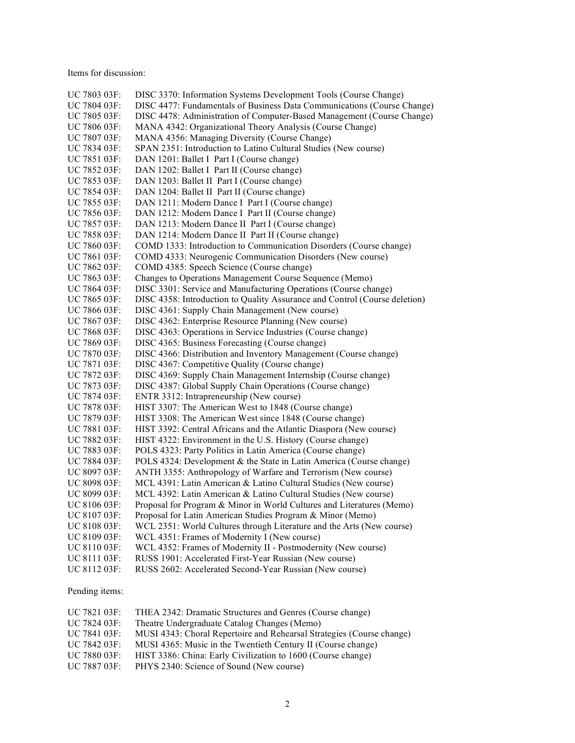Items for discussion:

UC 7803 03F: DISC 3370: Information Systems Development Tools (Course Change)
UC 7804 03F: DISC 4477: Fundamentals of Business Data Communications (Course Change)
UC 7805 03F: DISC 4478: Administration of Computer-Based Management (Course Change)
UC 7806 03F: MANA 4342: Organizational Theory Analysis (Course Change)
UC 7807 03F: MANA 4356: Managing Diversity (Course Change)
UC 7834 03F: SPAN 2351: Introduction to Latino Cultural Studies (New course)
UC 7851 03F: DAN 1201: Ballet I Part I (Course change)
UC 7852 03F: DAN 1202: Ballet I Part II (Course change)
UC 7853 03F: DAN 1203: Ballet II Part I (Course change)
UC 7854 03F: DAN 1204: Ballet II Part II (Course change)
UC 7855 03F: DAN 1211: Modern Dance I Part I (Course change)
UC 7856 03F: DAN 1212: Modern Dance I Part II (Course change)
UC 7857 03F: DAN 1213: Modern Dance II Part I (Course change)
UC 7858 03F: DAN 1214: Modern Dance II Part II (Course change)
UC 7860 03F: COMD 1333: Introduction to Communication Disorders (Course change)
UC 7861 03F: COMD 4333: Neurogenic Communication Disorders (New course)
UC 7862 03F: COMD 4385: Speech Science (Course change)
UC 7863 03F: Changes to Operations Management Course Sequence (Memo)
UC 7864 03F: DISC 3301: Service and Manufacturing Operations (Course change)
UC 7865 03F: DISC 4358: Introduction to Quality Assurance and Control (Course deletion)
UC 7866 03F: DISC 4361: Supply Chain Management (New course)
UC 7867 03F: DISC 4362: Enterprise Resource Planning (New course)
UC 7868 03F: DISC 4363: Operations in Service Industries (Course change)
UC 7869 03F: DISC 4365: Business Forecasting (Course change)
UC 7870 03F: DISC 4366: Distribution and Inventory Management (Course change)
UC 7871 03F: DISC 4367: Competitive Quality (Course change)
UC 7872 03F: DISC 4369: Supply Chain Management Internship (Course change)
UC 7873 03F: DISC 4387: Global Supply Chain Operations (Course change)
UC 7874 03F: ENTR 3312: Intrapreneurship (New course)
UC 7878 03F: HIST 3307: The American West to 1848 (Course change)
UC 7879 03F: HIST 3308: The American West since 1848 (Course change)
UC 7881 03F: HIST 3392: Central Africans and the Atlantic Diaspora (New course)
UC 7882 03F: HIST 4322: Environment in the U.S. History (Course change)
UC 7883 03F: POLS 4323: Party Politics in Latin America (Course change)
UC 7884 03F: POLS 4324: Development & the State in Latin America (Course change)
UC 8097 03F: ANTH 3355: Anthropology of Warfare and Terrorism (New course)
UC 8098 03F: MCL 4391: Latin American & Latino Cultural Studies (New course)
UC 8099 03F: MCL 4392: Latin American & Latino Cultural Studies (New course)
UC 8106 03F: Proposal for Program & Minor in World Cultures and Literatures (Memo)
UC 8107 03F: Proposal for Latin American Studies Program & Minor (Memo)
UC 8108 03F: WCL 2351: World Cultures through Literature and the Arts (New course)
UC 8109 03F: WCL 4351: Frames of Modernity I (New course)
UC 8110 03F: WCL 4352: Frames of Modernity II - Postmodernity (New course)
UC 8111 03F: RUSS 1901: Accelerated First-Year Russian (New course)
UC 8112 03F: RUSS 2602: Accelerated Second-Year Russian (New course)

Pending items:

UC 7821 03F: THEA 2342: Dramatic Structures and Genres (Course change)
UC 7824 03F: Theatre Undergraduate Catalog Changes (Memo)
UC 7841 03F: MUSI 4343: Choral Repertoire and Rehearsal Strategies (Course change)
UC 7842 03F: MUSI 4365: Music in the Twentieth Century II (Course change)
UC 7880 03F: HIST 3386: China: Early Civilization to 1600 (Course change)
UC 7887 03F: PHYS 2340: Science of Sound (New course)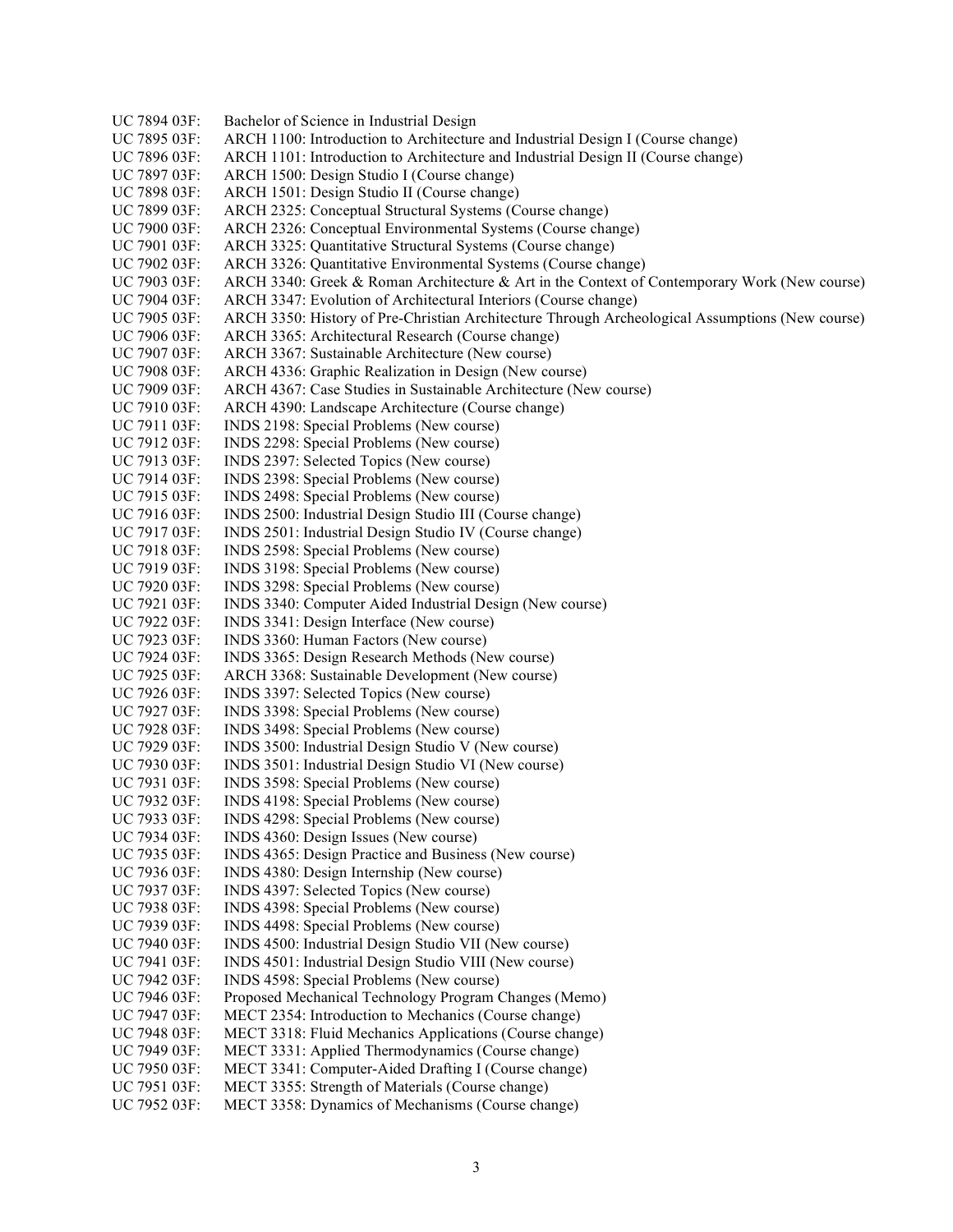UC 7894 03F: Bachelor of Science in Industrial Design
UC 7895 03F: ARCH 1100: Introduction to Architecture and Industrial Design I (Course change)
UC 7896 03F: ARCH 1101: Introduction to Architecture and Industrial Design II (Course change)
UC 7897 03F: ARCH 1500: Design Studio I (Course change)
UC 7898 03F: ARCH 1501: Design Studio II (Course change)
UC 7899 03F: ARCH 2325: Conceptual Structural Systems (Course change)
UC 7900 03F: ARCH 2326: Conceptual Environmental Systems (Course change)
UC 7901 03F: ARCH 3325: Quantitative Structural Systems (Course change)
UC 7902 03F: ARCH 3326: Quantitative Environmental Systems (Course change)
UC 7903 03F: ARCH 3340: Greek & Roman Architecture & Art in the Context of Contemporary Work (New course)
UC 7904 03F: ARCH 3347: Evolution of Architectural Interiors (Course change)
UC 7905 03F: ARCH 3350: History of Pre-Christian Architecture Through Archeological Assumptions (New course)
UC 7906 03F: ARCH 3365: Architectural Research (Course change)
UC 7907 03F: ARCH 3367: Sustainable Architecture (New course)
UC 7908 03F: ARCH 4336: Graphic Realization in Design (New course)
UC 7909 03F: ARCH 4367: Case Studies in Sustainable Architecture (New course)
UC 7910 03F: ARCH 4390: Landscape Architecture (Course change)
UC 7911 03F: INDS 2198: Special Problems (New course)
UC 7912 03F: INDS 2298: Special Problems (New course)
UC 7913 03F: INDS 2397: Selected Topics (New course)
UC 7914 03F: INDS 2398: Special Problems (New course)
UC 7915 03F: INDS 2498: Special Problems (New course)
UC 7916 03F: INDS 2500: Industrial Design Studio III (Course change)
UC 7917 03F: INDS 2501: Industrial Design Studio IV (Course change)
UC 7918 03F: INDS 2598: Special Problems (New course)
UC 7919 03F: INDS 3198: Special Problems (New course)
UC 7920 03F: INDS 3298: Special Problems (New course)
UC 7921 03F: INDS 3340: Computer Aided Industrial Design (New course)
UC 7922 03F: INDS 3341: Design Interface (New course)
UC 7923 03F: INDS 3360: Human Factors (New course)
UC 7924 03F: INDS 3365: Design Research Methods (New course)
UC 7925 03F: ARCH 3368: Sustainable Development (New course)
UC 7926 03F: INDS 3397: Selected Topics (New course)
UC 7927 03F: INDS 3398: Special Problems (New course)
UC 7928 03F: INDS 3498: Special Problems (New course)
UC 7929 03F: INDS 3500: Industrial Design Studio V (New course)
UC 7930 03F: INDS 3501: Industrial Design Studio VI (New course)
UC 7931 03F: INDS 3598: Special Problems (New course)
UC 7932 03F: INDS 4198: Special Problems (New course)
UC 7933 03F: INDS 4298: Special Problems (New course)
UC 7934 03F: INDS 4360: Design Issues (New course)
UC 7935 03F: INDS 4365: Design Practice and Business (New course)
UC 7936 03F: INDS 4380: Design Internship (New course)
UC 7937 03F: INDS 4397: Selected Topics (New course)
UC 7938 03F: INDS 4398: Special Problems (New course)
UC 7939 03F: INDS 4498: Special Problems (New course)
UC 7940 03F: INDS 4500: Industrial Design Studio VII (New course)
UC 7941 03F: INDS 4501: Industrial Design Studio VIII (New course)
UC 7942 03F: INDS 4598: Special Problems (New course)
UC 7946 03F: Proposed Mechanical Technology Program Changes (Memo)
UC 7947 03F: MECT 2354: Introduction to Mechanics (Course change)
UC 7948 03F: MECT 3318: Fluid Mechanics Applications (Course change)
UC 7949 03F: MECT 3331: Applied Thermodynamics (Course change)
UC 7950 03F: MECT 3341: Computer-Aided Drafting I (Course change)
UC 7951 03F: MECT 3355: Strength of Materials (Course change)
UC 7952 03F: MECT 3358: Dynamics of Mechanisms (Course change)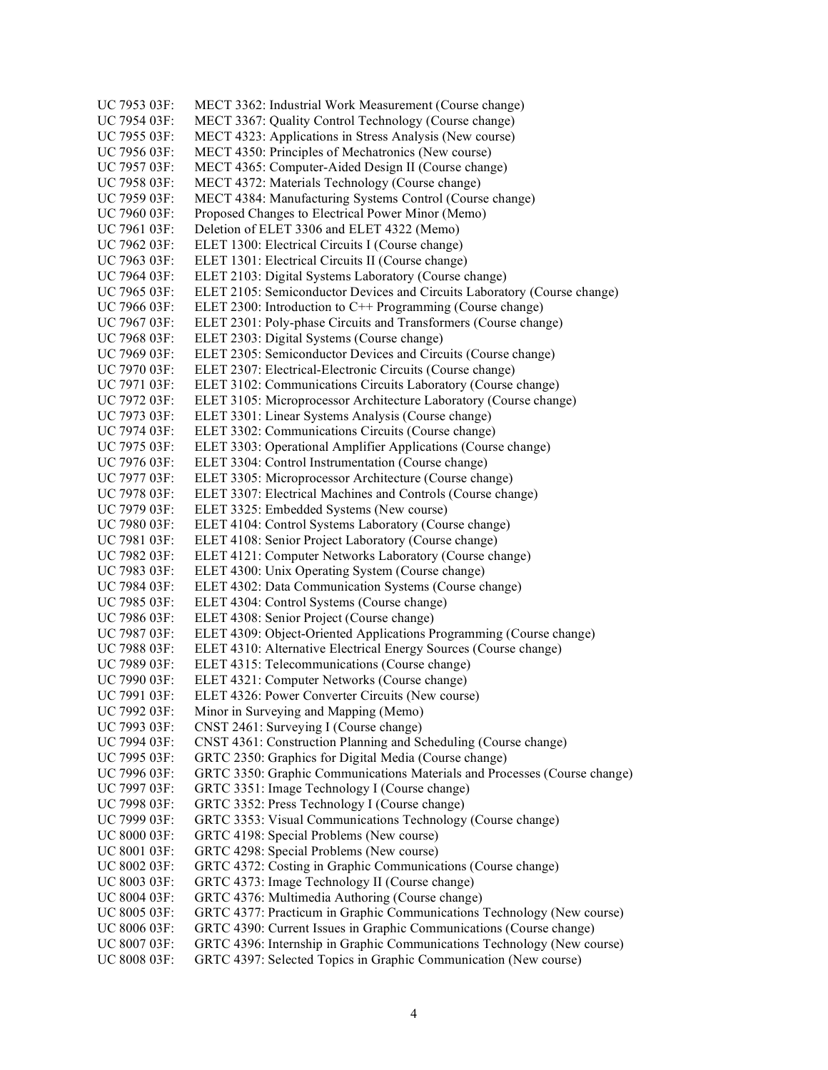UC 7953 03F: MECT 3362: Industrial Work Measurement (Course change)
UC 7954 03F: MECT 3367: Quality Control Technology (Course change)
UC 7955 03F: MECT 4323: Applications in Stress Analysis (New course)
UC 7956 03F: MECT 4350: Principles of Mechatronics (New course)
UC 7957 03F: MECT 4365: Computer-Aided Design II (Course change)
UC 7958 03F: MECT 4372: Materials Technology (Course change)
UC 7959 03F: MECT 4384: Manufacturing Systems Control (Course change)
UC 7960 03F: Proposed Changes to Electrical Power Minor (Memo)
UC 7961 03F: Deletion of ELET 3306 and ELET 4322 (Memo)
UC 7962 03F: ELET 1300: Electrical Circuits I (Course change)
UC 7963 03F: ELET 1301: Electrical Circuits II (Course change)
UC 7964 03F: ELET 2103: Digital Systems Laboratory (Course change)
UC 7965 03F: ELET 2105: Semiconductor Devices and Circuits Laboratory (Course change)
UC 7966 03F: ELET 2300: Introduction to C++ Programming (Course change)
UC 7967 03F: ELET 2301: Poly-phase Circuits and Transformers (Course change)
UC 7968 03F: ELET 2303: Digital Systems (Course change)
UC 7969 03F: ELET 2305: Semiconductor Devices and Circuits (Course change)
UC 7970 03F: ELET 2307: Electrical-Electronic Circuits (Course change)
UC 7971 03F: ELET 3102: Communications Circuits Laboratory (Course change)
UC 7972 03F: ELET 3105: Microprocessor Architecture Laboratory (Course change)
UC 7973 03F: ELET 3301: Linear Systems Analysis (Course change)
UC 7974 03F: ELET 3302: Communications Circuits (Course change)
UC 7975 03F: ELET 3303: Operational Amplifier Applications (Course change)
UC 7976 03F: ELET 3304: Control Instrumentation (Course change)
UC 7977 03F: ELET 3305: Microprocessor Architecture (Course change)
UC 7978 03F: ELET 3307: Electrical Machines and Controls (Course change)
UC 7979 03F: ELET 3325: Embedded Systems (New course)
UC 7980 03F: ELET 4104: Control Systems Laboratory (Course change)
UC 7981 03F: ELET 4108: Senior Project Laboratory (Course change)
UC 7982 03F: ELET 4121: Computer Networks Laboratory (Course change)
UC 7983 03F: ELET 4300: Unix Operating System (Course change)
UC 7984 03F: ELET 4302: Data Communication Systems (Course change)
UC 7985 03F: ELET 4304: Control Systems (Course change)
UC 7986 03F: ELET 4308: Senior Project (Course change)
UC 7987 03F: ELET 4309: Object-Oriented Applications Programming (Course change)
UC 7988 03F: ELET 4310: Alternative Electrical Energy Sources (Course change)
UC 7989 03F: ELET 4315: Telecommunications (Course change)
UC 7990 03F: ELET 4321: Computer Networks (Course change)
UC 7991 03F: ELET 4326: Power Converter Circuits (New course)
UC 7992 03F: Minor in Surveying and Mapping (Memo)
UC 7993 03F: CNST 2461: Surveying I (Course change)
UC 7994 03F: CNST 4361: Construction Planning and Scheduling (Course change)
UC 7995 03F: GRTC 2350: Graphics for Digital Media (Course change)
UC 7996 03F: GRTC 3350: Graphic Communications Materials and Processes (Course change)
UC 7997 03F: GRTC 3351: Image Technology I (Course change)
UC 7998 03F: GRTC 3352: Press Technology I (Course change)
UC 7999 03F: GRTC 3353: Visual Communications Technology (Course change)
UC 8000 03F: GRTC 4198: Special Problems (New course)
UC 8001 03F: GRTC 4298: Special Problems (New course)
UC 8002 03F: GRTC 4372: Costing in Graphic Communications (Course change)
UC 8003 03F: GRTC 4373: Image Technology II (Course change)
UC 8004 03F: GRTC 4376: Multimedia Authoring (Course change)
UC 8005 03F: GRTC 4377: Practicum in Graphic Communications Technology (New course)
UC 8006 03F: GRTC 4390: Current Issues in Graphic Communications (Course change)
UC 8007 03F: GRTC 4396: Internship in Graphic Communications Technology (New course)
UC 8008 03F: GRTC 4397: Selected Topics in Graphic Communication (New course)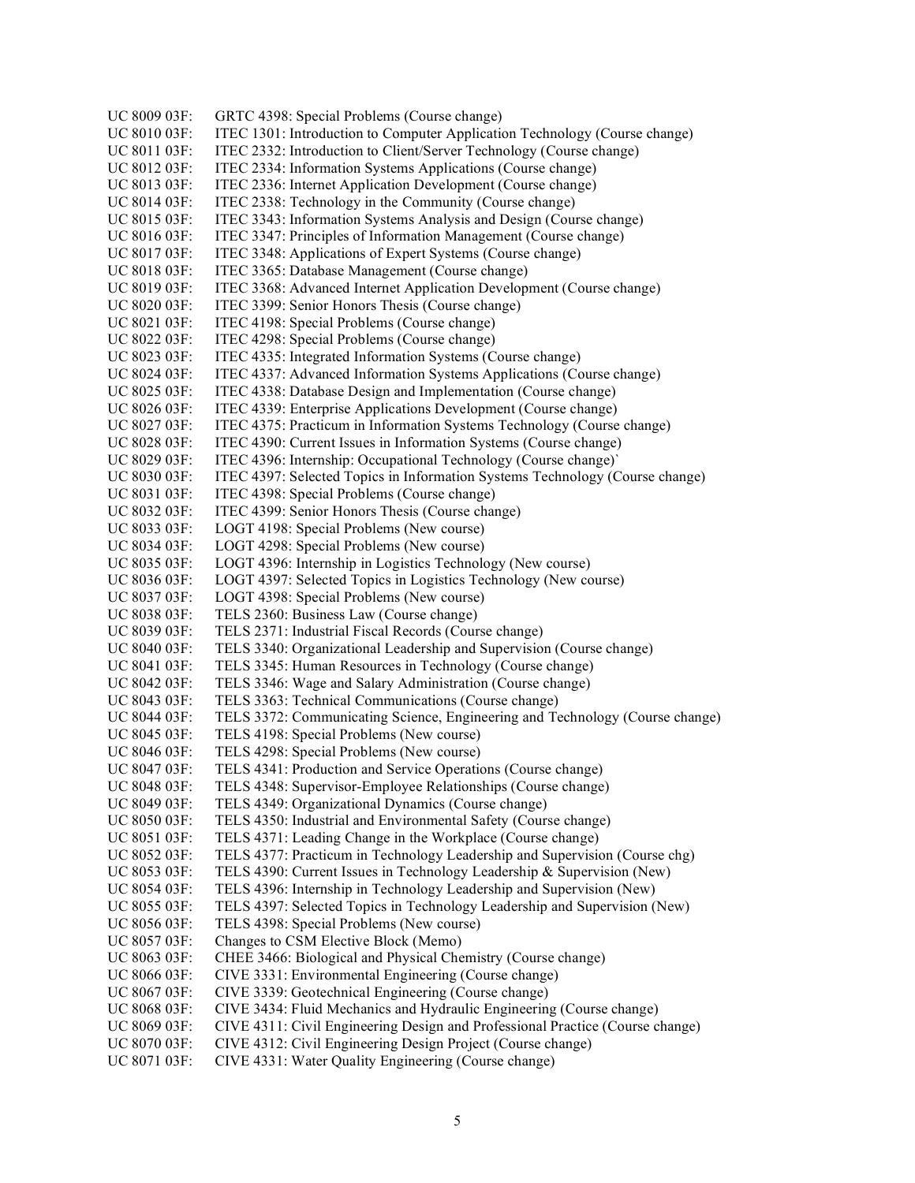UC 8009 03F: GRTC 4398: Special Problems (Course change)
UC 8010 03F: ITEC 1301: Introduction to Computer Application Technology (Course change)
UC 8011 03F: ITEC 2332: Introduction to Client/Server Technology (Course change)
UC 8012 03F: ITEC 2334: Information Systems Applications (Course change)
UC 8013 03F: ITEC 2336: Internet Application Development (Course change)
UC 8014 03F: ITEC 2338: Technology in the Community (Course change)
UC 8015 03F: ITEC 3343: Information Systems Analysis and Design (Course change)
UC 8016 03F: ITEC 3347: Principles of Information Management (Course change)
UC 8017 03F: ITEC 3348: Applications of Expert Systems (Course change)
UC 8018 03F: ITEC 3365: Database Management (Course change)
UC 8019 03F: ITEC 3368: Advanced Internet Application Development (Course change)
UC 8020 03F: ITEC 3399: Senior Honors Thesis (Course change)
UC 8021 03F: ITEC 4198: Special Problems (Course change)
UC 8022 03F: ITEC 4298: Special Problems (Course change)
UC 8023 03F: ITEC 4335: Integrated Information Systems (Course change)
UC 8024 03F: ITEC 4337: Advanced Information Systems Applications (Course change)
UC 8025 03F: ITEC 4338: Database Design and Implementation (Course change)
UC 8026 03F: ITEC 4339: Enterprise Applications Development (Course change)
UC 8027 03F: ITEC 4375: Practicum in Information Systems Technology (Course change)
UC 8028 03F: ITEC 4390: Current Issues in Information Systems (Course change)
UC 8029 03F: ITEC 4396: Internship: Occupational Technology (Course change)`
UC 8030 03F: ITEC 4397: Selected Topics in Information Systems Technology (Course change)
UC 8031 03F: ITEC 4398: Special Problems (Course change)
UC 8032 03F: ITEC 4399: Senior Honors Thesis (Course change)
UC 8033 03F: LOGT 4198: Special Problems (New course)
UC 8034 03F: LOGT 4298: Special Problems (New course)
UC 8035 03F: LOGT 4396: Internship in Logistics Technology (New course)
UC 8036 03F: LOGT 4397: Selected Topics in Logistics Technology (New course)
UC 8037 03F: LOGT 4398: Special Problems (New course)
UC 8038 03F: TELS 2360: Business Law (Course change)
UC 8039 03F: TELS 2371: Industrial Fiscal Records (Course change)
UC 8040 03F: TELS 3340: Organizational Leadership and Supervision (Course change)
UC 8041 03F: TELS 3345: Human Resources in Technology (Course change)
UC 8042 03F: TELS 3346: Wage and Salary Administration (Course change)
UC 8043 03F: TELS 3363: Technical Communications (Course change)
UC 8044 03F: TELS 3372: Communicating Science, Engineering and Technology (Course change)
UC 8045 03F: TELS 4198: Special Problems (New course)
UC 8046 03F: TELS 4298: Special Problems (New course)
UC 8047 03F: TELS 4341: Production and Service Operations (Course change)
UC 8048 03F: TELS 4348: Supervisor-Employee Relationships (Course change)
UC 8049 03F: TELS 4349: Organizational Dynamics (Course change)
UC 8050 03F: TELS 4350: Industrial and Environmental Safety (Course change)
UC 8051 03F: TELS 4371: Leading Change in the Workplace (Course change)
UC 8052 03F: TELS 4377: Practicum in Technology Leadership and Supervision (Course chg)
UC 8053 03F: TELS 4390: Current Issues in Technology Leadership & Supervision (New)
UC 8054 03F: TELS 4396: Internship in Technology Leadership and Supervision (New)
UC 8055 03F: TELS 4397: Selected Topics in Technology Leadership and Supervision (New)
UC 8056 03F: TELS 4398: Special Problems (New course)
UC 8057 03F: Changes to CSM Elective Block (Memo)
UC 8063 03F: CHEE 3466: Biological and Physical Chemistry (Course change)
UC 8066 03F: CIVE 3331: Environmental Engineering (Course change)
UC 8067 03F: CIVE 3339: Geotechnical Engineering (Course change)
UC 8068 03F: CIVE 3434: Fluid Mechanics and Hydraulic Engineering (Course change)
UC 8069 03F: CIVE 4311: Civil Engineering Design and Professional Practice (Course change)
UC 8070 03F: CIVE 4312: Civil Engineering Design Project (Course change)
UC 8071 03F: CIVE 4331: Water Quality Engineering (Course change)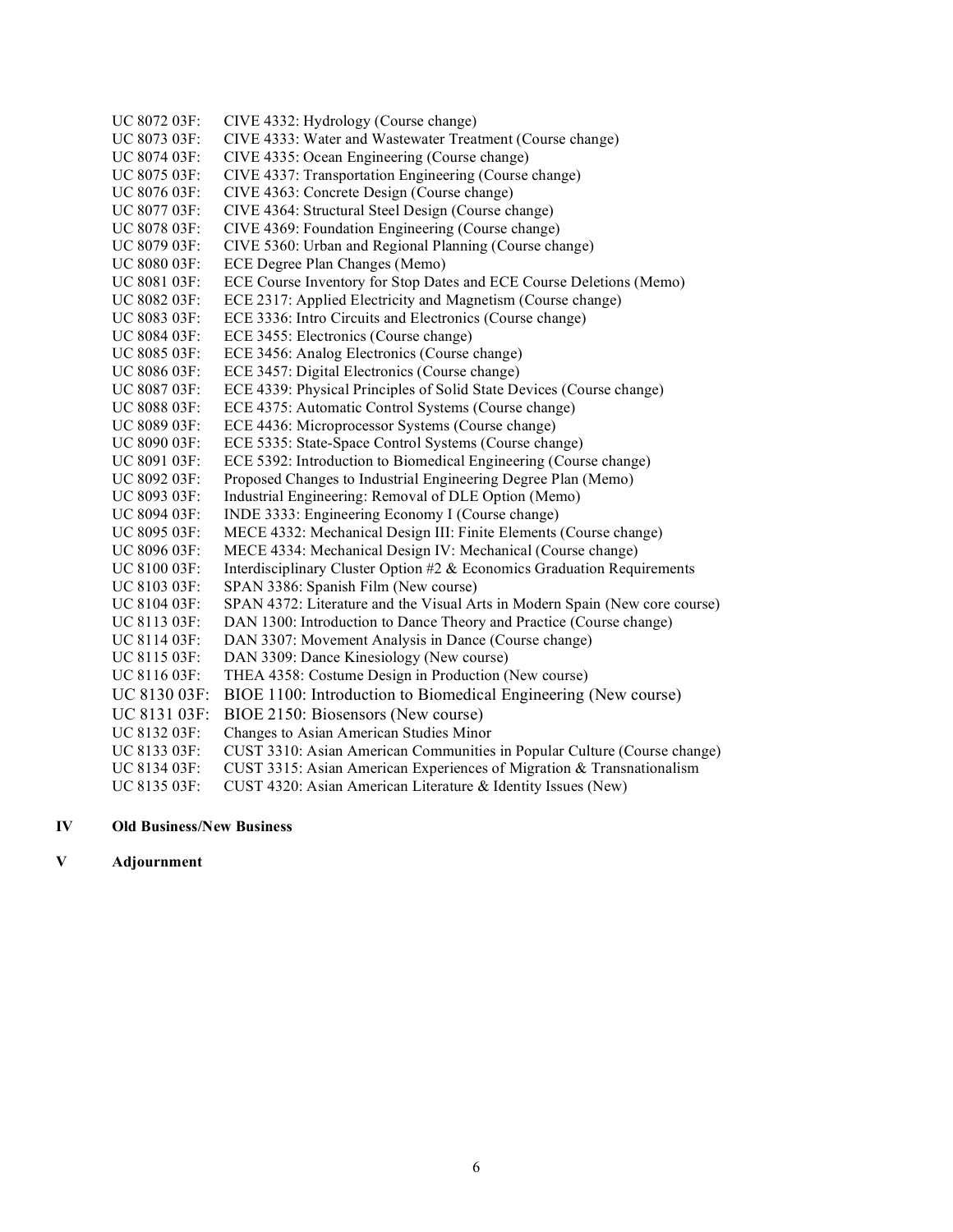UC 8072 03F: CIVE 4332: Hydrology (Course change)
UC 8073 03F: CIVE 4333: Water and Wastewater Treatment (Course change)
UC 8074 03F: CIVE 4335: Ocean Engineering (Course change)
UC 8075 03F: CIVE 4337: Transportation Engineering (Course change)
UC 8076 03F: CIVE 4363: Concrete Design (Course change)
UC 8077 03F: CIVE 4364: Structural Steel Design (Course change)
UC 8078 03F: CIVE 4369: Foundation Engineering (Course change)
UC 8079 03F: CIVE 5360: Urban and Regional Planning (Course change)
UC 8080 03F: ECE Degree Plan Changes (Memo)
UC 8081 03F: ECE Course Inventory for Stop Dates and ECE Course Deletions (Memo)
UC 8082 03F: ECE 2317: Applied Electricity and Magnetism (Course change)
UC 8083 03F: ECE 3336: Intro Circuits and Electronics (Course change)
UC 8084 03F: ECE 3455: Electronics (Course change)
UC 8085 03F: ECE 3456: Analog Electronics (Course change)
UC 8086 03F: ECE 3457: Digital Electronics (Course change)
UC 8087 03F: ECE 4339: Physical Principles of Solid State Devices (Course change)
UC 8088 03F: ECE 4375: Automatic Control Systems (Course change)
UC 8089 03F: ECE 4436: Microprocessor Systems (Course change)
UC 8090 03F: ECE 5335: State-Space Control Systems (Course change)
UC 8091 03F: ECE 5392: Introduction to Biomedical Engineering (Course change)
UC 8092 03F: Proposed Changes to Industrial Engineering Degree Plan (Memo)
UC 8093 03F: Industrial Engineering: Removal of DLE Option (Memo)
UC 8094 03F: INDE 3333: Engineering Economy I (Course change)
UC 8095 03F: MECE 4332: Mechanical Design III: Finite Elements (Course change)
UC 8096 03F: MECE 4334: Mechanical Design IV: Mechanical (Course change)
UC 8100 03F: Interdisciplinary Cluster Option #2 & Economics Graduation Requirements
UC 8103 03F: SPAN 3386: Spanish Film (New course)
UC 8104 03F: SPAN 4372: Literature and the Visual Arts in Modern Spain (New core course)
UC 8113 03F: DAN 1300: Introduction to Dance Theory and Practice (Course change)
UC 8114 03F: DAN 3307: Movement Analysis in Dance (Course change)
UC 8115 03F: DAN 3309: Dance Kinesiology (New course)
UC 8116 03F: THEA 4358: Costume Design in Production (New course)
UC 8130 03F: BIOE 1100: Introduction to Biomedical Engineering (New course)
UC 8131 03F: BIOE 2150: Biosensors (New course)
UC 8132 03F: Changes to Asian American Studies Minor
UC 8133 03F: CUST 3310: Asian American Communities in Popular Culture (Course change)
UC 8134 03F: CUST 3315: Asian American Experiences of Migration & Transnationalism
UC 8135 03F: CUST 4320: Asian American Literature & Identity Issues (New)

## IV Old Business/New Business

## V Adjournment